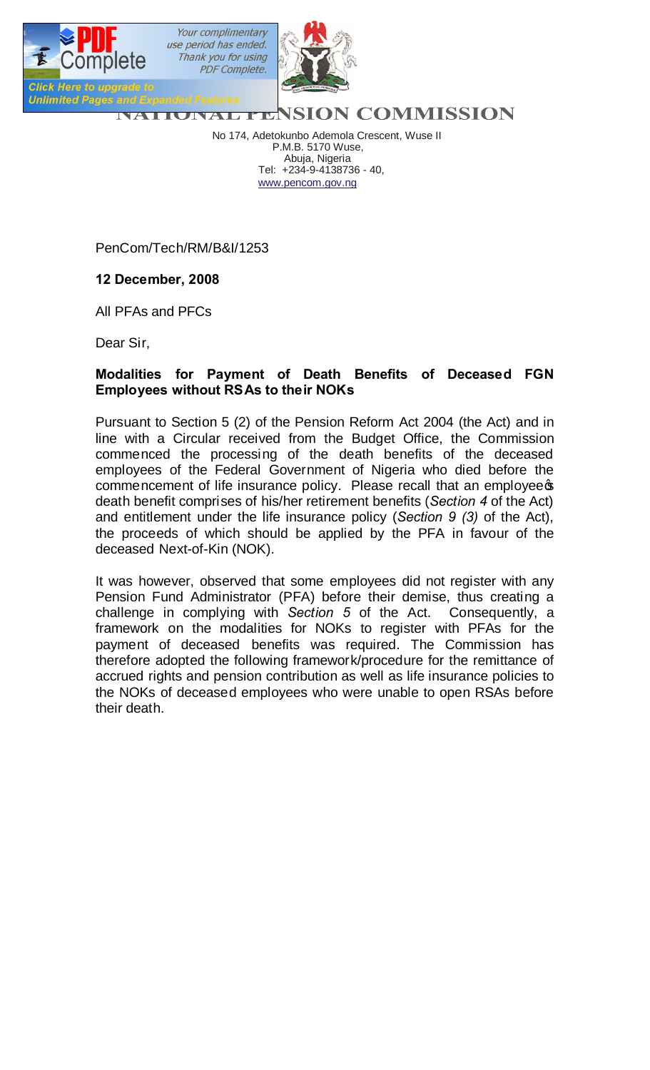# NATIONAL PENSION COMMISSION

No 174, Adetokunbo Ademola Crescent, Wuse II
P.M.B. 5170 Wuse,
Abuja, Nigeria
Tel: +234-9-4138736 - 40,
www.pencom.gov.ng

PenCom/Tech/RM/B&I/1253

**12 December, 2008**

All PFAs and PFCs

Dear Sir,

**Modalities for Payment of Death Benefits of Deceased FGN Employees without RSAs to their NOKs**

Pursuant to Section 5 (2) of the Pension Reform Act 2004 (the Act) and in line with a Circular received from the Budget Office, the Commission commenced the processing of the death benefits of the deceased employees of the Federal Government of Nigeria who died before the commencement of life insurance policy. Please recall that an employee's death benefit comprises of his/her retirement benefits (*Section 4* of the Act) and entitlement under the life insurance policy (*Section 9 (3)* of the Act), the proceeds of which should be applied by the PFA in favour of the deceased Next-of-Kin (NOK).

It was however, observed that some employees did not register with any Pension Fund Administrator (PFA) before their demise, thus creating a challenge in complying with *Section 5* of the Act. Consequently, a framework on the modalities for NOKs to register with PFAs for the payment of deceased benefits was required. The Commission has therefore adopted the following framework/procedure for the remittance of accrued rights and pension contribution as well as life insurance policies to the NOKs of deceased employees who were unable to open RSAs before their death.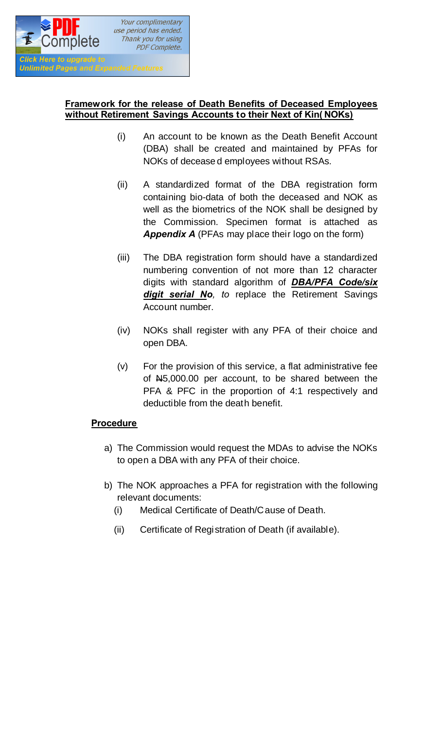**Framework for the release of Death Benefits of Deceased Employees without Retirement Savings Accounts to their Next of Kin(NOKs)**

(i) An account to be known as the Death Benefit Account (DBA) shall be created and maintained by PFAs for NOKs of deceased employees without RSAs.

(ii) A standardized format of the DBA registration form containing bio-data of both the deceased and NOK as well as the biometrics of the NOK shall be designed by the Commission. Specimen format is attached as ***Appendix A*** (PFAs may place their logo on the form)

(iii) The DBA registration form should have a standardized numbering convention of not more than 12 character digits with standard algorithm of ***DBA/PFA Code/six digit serial No****, to* replace the Retirement Savings Account number.

(iv) NOKs shall register with any PFA of their choice and open DBA.

(v) For the provision of this service, a flat administrative fee of ₦5,000.00 per account, to be shared between the PFA & PFC in the proportion of 4:1 respectively and deductible from the death benefit.

**Procedure**

a) The Commission would request the MDAs to advise the NOKs to open a DBA with any PFA of their choice.

b) The NOK approaches a PFA for registration with the following relevant documents:
   (i) Medical Certificate of Death/Cause of Death.
   (ii) Certificate of Registration of Death (if available).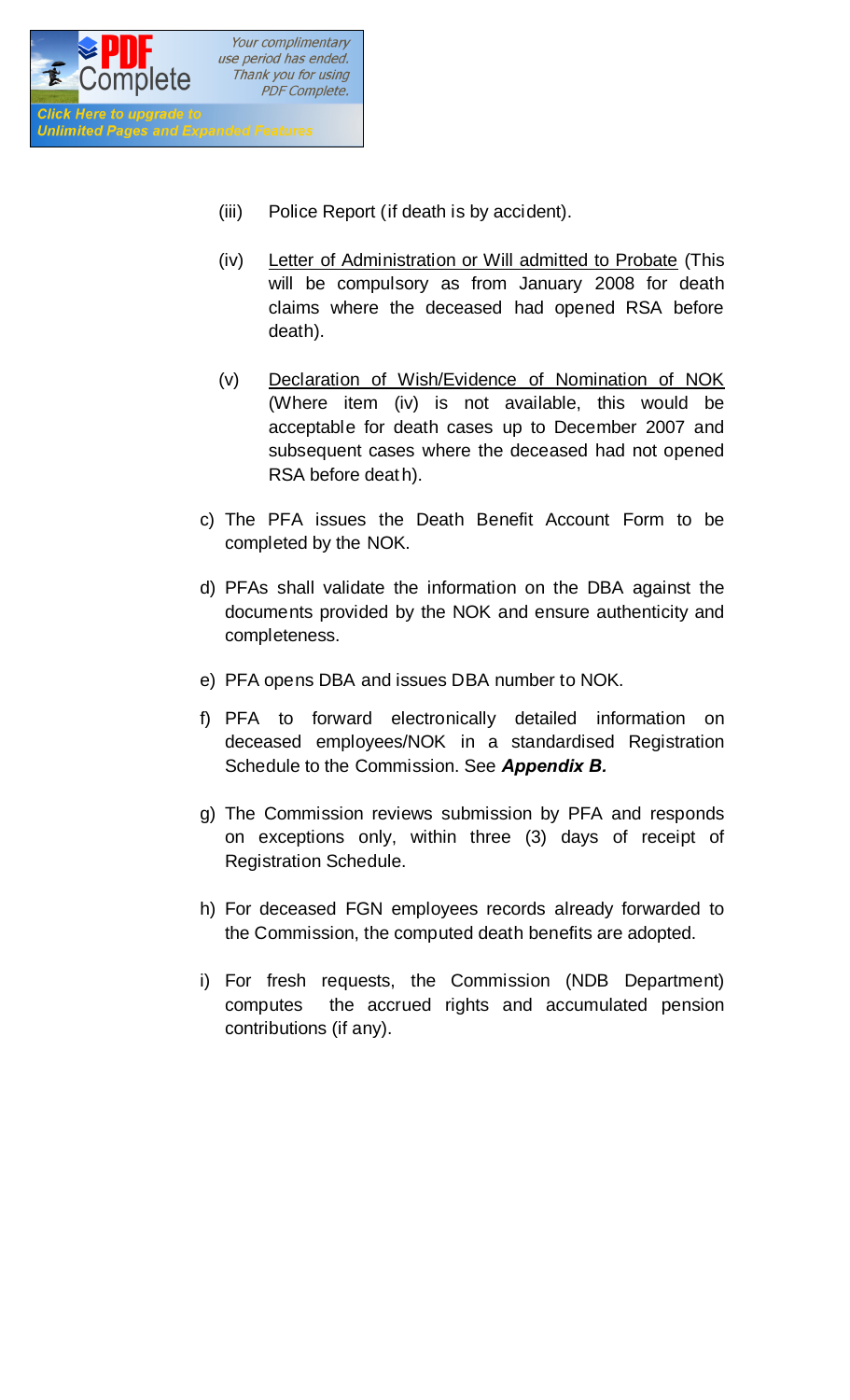(iii) Police Report (if death is by accident).

(iv) <u>Letter of Administration or Will admitted to Probate</u> (This will be compulsory as from January 2008 for death claims where the deceased had opened RSA before death).

(v) <u>Declaration of Wish/Evidence of Nomination of NOK</u> (Where item (iv) is not available, this would be acceptable for death cases up to December 2007 and subsequent cases where the deceased had not opened RSA before death).

c) The PFA issues the Death Benefit Account Form to be completed by the NOK.

d) PFAs shall validate the information on the DBA against the documents provided by the NOK and ensure authenticity and completeness.

e) PFA opens DBA and issues DBA number to NOK.

f) PFA to forward electronically detailed information on deceased employees/NOK in a standardised Registration Schedule to the Commission. See ***Appendix B.***

g) The Commission reviews submission by PFA and responds on exceptions only, within three (3) days of receipt of Registration Schedule.

h) For deceased FGN employees records already forwarded to the Commission, the computed death benefits are adopted.

i) For fresh requests, the Commission (NDB Department) computes the accrued rights and accumulated pension contributions (if any).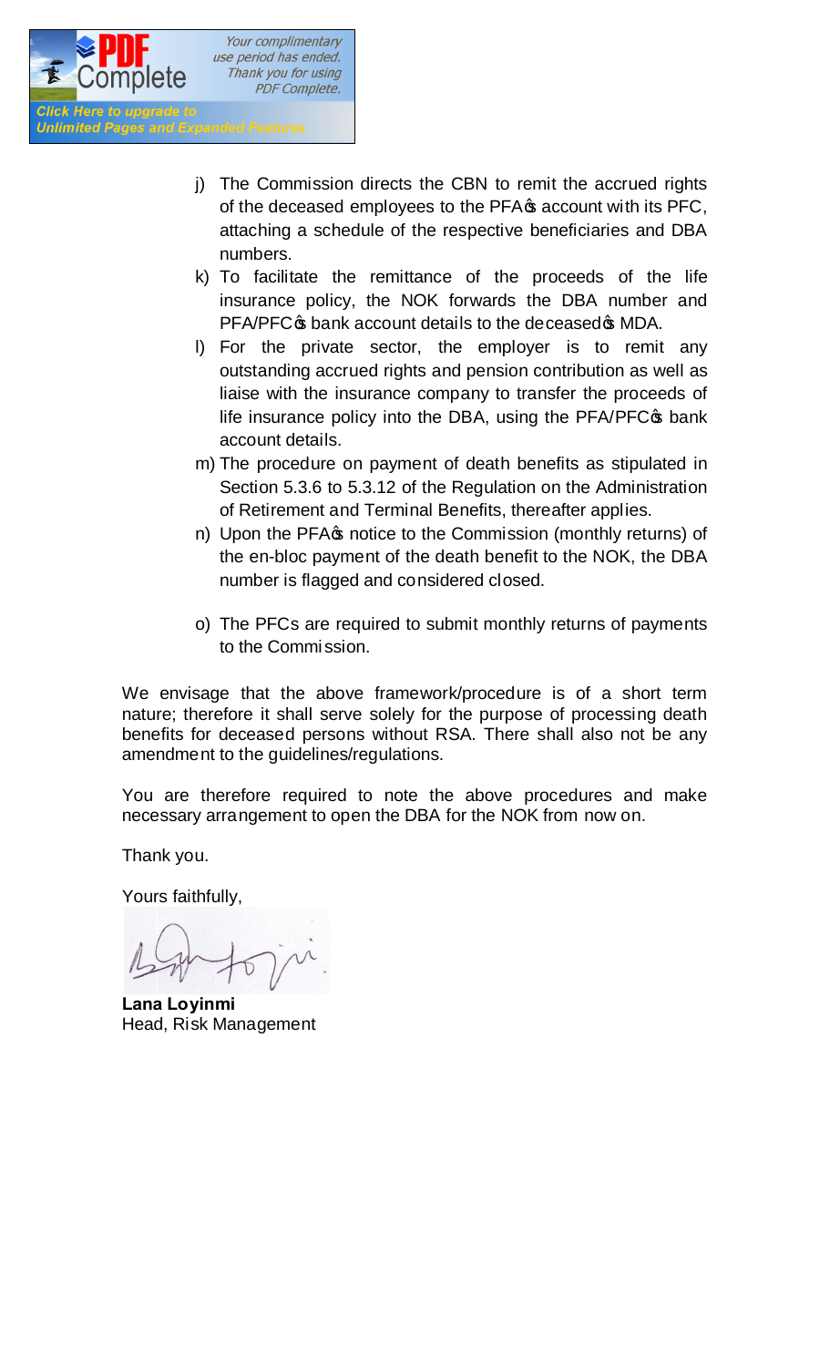j) The Commission directs the CBN to remit the accrued rights of the deceased employees to the PFA's account with its PFC, attaching a schedule of the respective beneficiaries and DBA numbers.
k) To facilitate the remittance of the proceeds of the life insurance policy, the NOK forwards the DBA number and PFA/PFC's bank account details to the deceased's MDA.
l) For the private sector, the employer is to remit any outstanding accrued rights and pension contribution as well as liaise with the insurance company to transfer the proceeds of life insurance policy into the DBA, using the PFA/PFC's bank account details.
m) The procedure on payment of death benefits as stipulated in Section 5.3.6 to 5.3.12 of the Regulation on the Administration of Retirement and Terminal Benefits, thereafter applies.
n) Upon the PFA's notice to the Commission (monthly returns) of the en-bloc payment of the death benefit to the NOK, the DBA number is flagged and considered closed.
o) The PFCs are required to submit monthly returns of payments to the Commission.

We envisage that the above framework/procedure is of a short term nature; therefore it shall serve solely for the purpose of processing death benefits for deceased persons without RSA. There shall also not be any amendment to the guidelines/regulations.

You are therefore required to note the above procedures and make necessary arrangement to open the DBA for the NOK from now on.

Thank you.

Yours faithfully,

**Lana Loyinmi**
Head, Risk Management